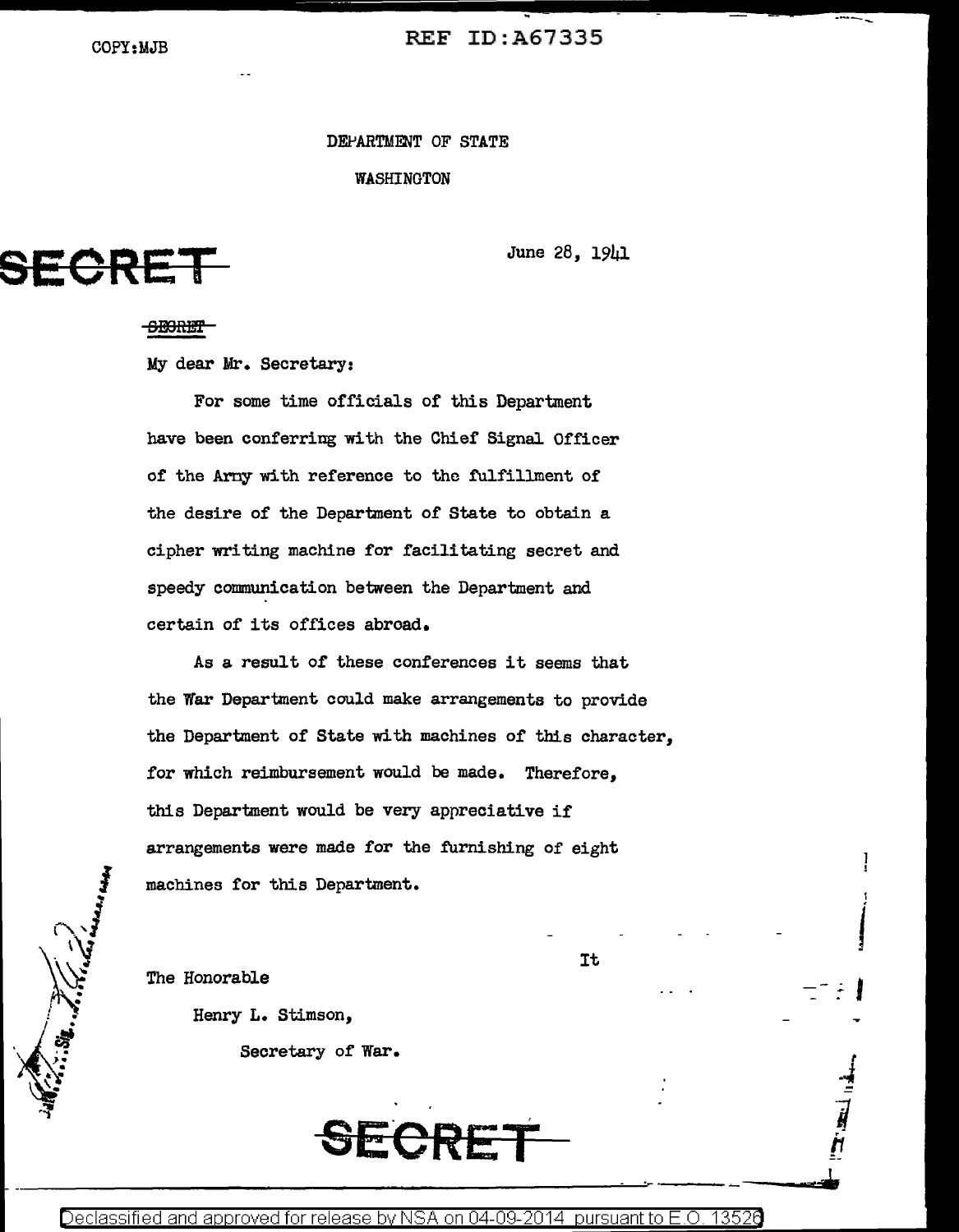COPY:MJB

REF ID:A67335

DEPARTMENT OF STATE

WASHINGTON

**SECRET**

June 28, 1941

~~SECRET~~

My dear Mr. Secretary:

For some time officials of this Department have been conferring with the Chief Signal Officer of the Army with reference to the fulfillment of the desire of the Department of State to obtain a cipher writing machine for facilitating secret and speedy communication between the Department and certain of its offices abroad.

As a result of these conferences it seems that the War Department could make arrangements to provide the Department of State with machines of this character, for which reimbursement would be made. Therefore, this Department would be very appreciative if arrangements were made for the furnishing of eight machines for this Department.

It

The Honorable

Henry L. Stimson,

Secretary of War.

**SECRET**

Declassified and approved for release by NSA on 04-09-2014 pursuant to E.O. 13526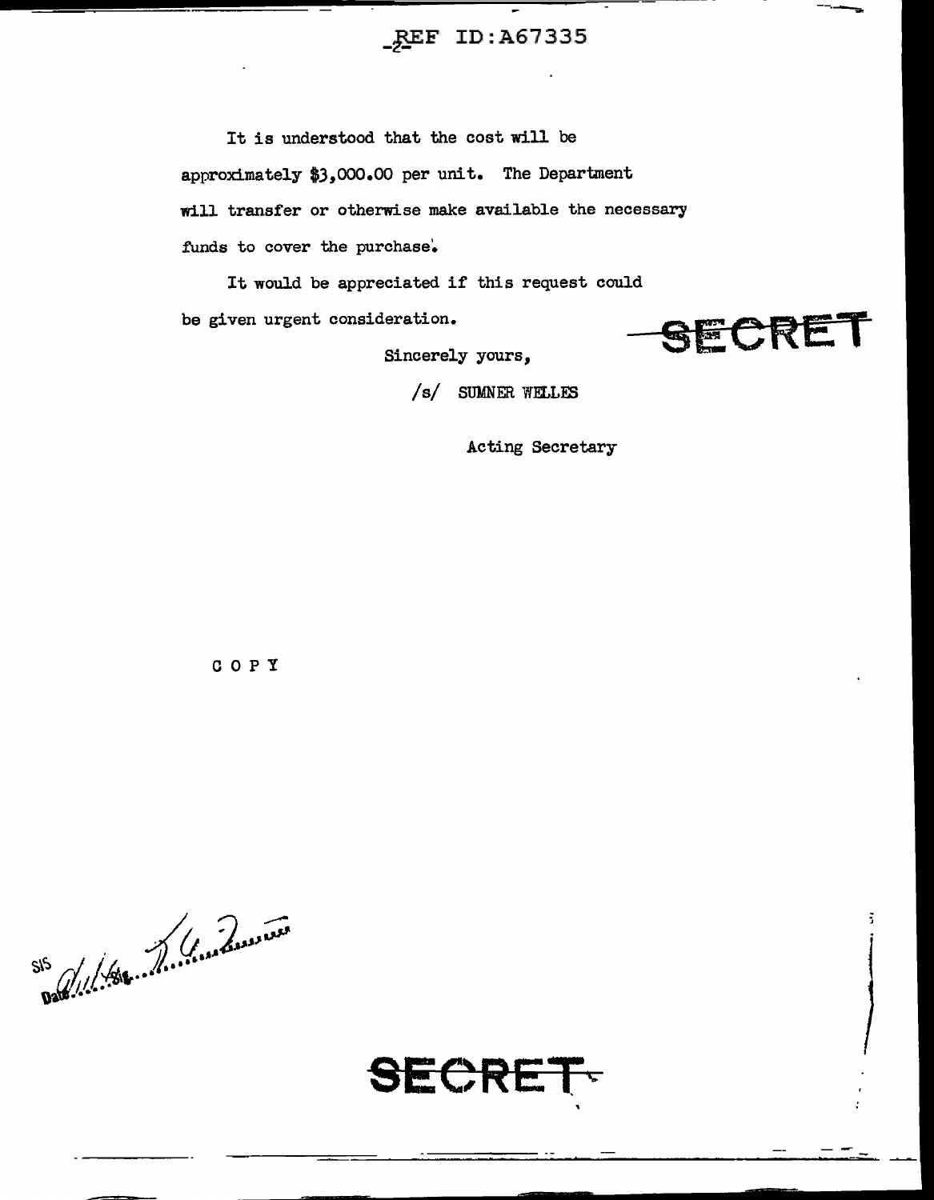REF ID:A67335

It is understood that the cost will be approximately $3,000.00 per unit. The Department will transfer or otherwise make available the necessary funds to cover the purchase.

It would be appreciated if this request could be given urgent consideration.

SECRET

Sincerely yours,

/s/ SUMNER WELLES

Acting Secretary

COPY

SECRET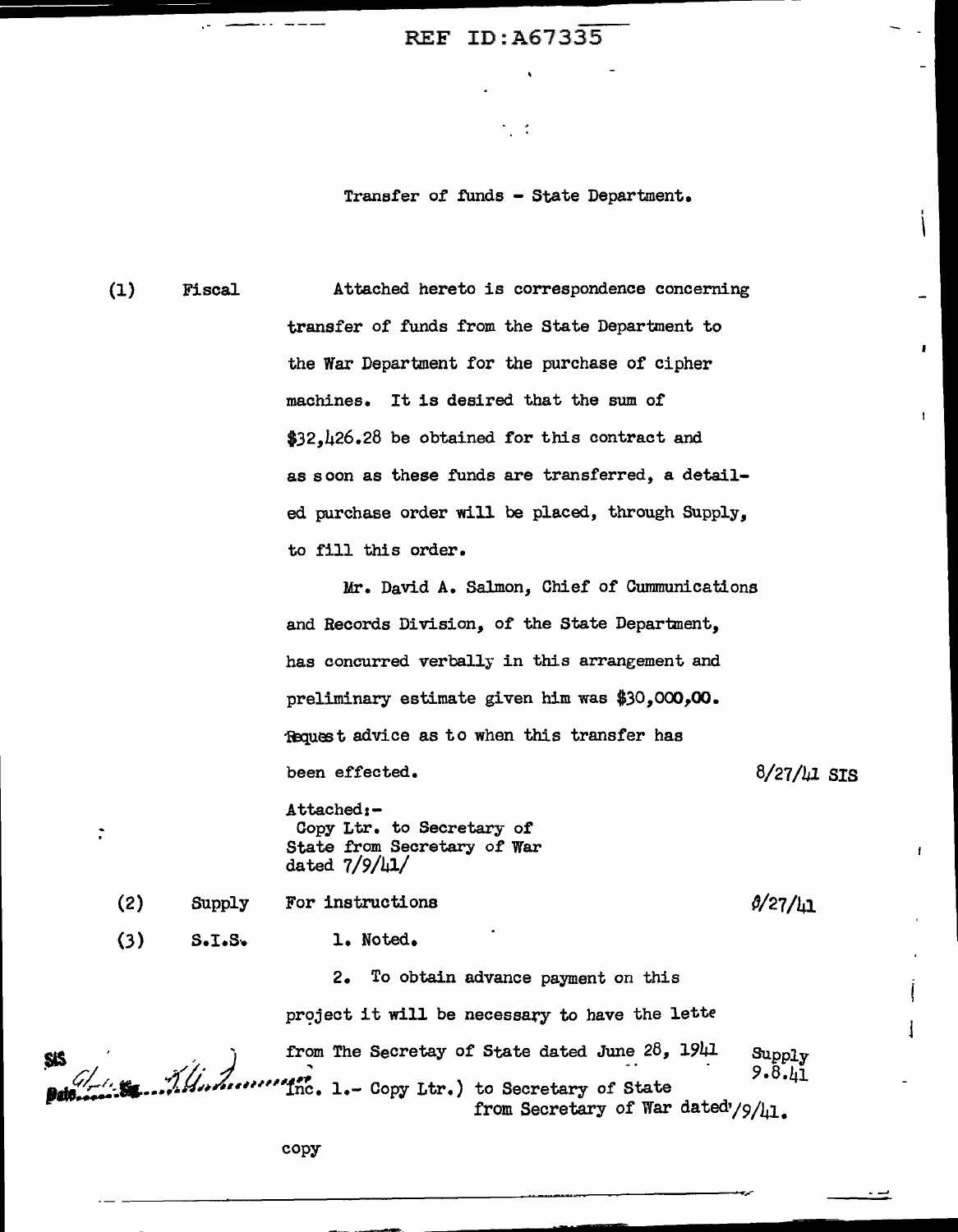REF ID:A67335

Transfer of funds - State Department.

(1) Fiscal

Attached hereto is correspondence concerning transfer of funds from the State Department to the War Department for the purchase of cipher machines. It is desired that the sum of $32,426.28 be obtained for this contract and as soon as these funds are transferred, a detailed purchase order will be placed, through Supply, to fill this order.

Mr. David A. Salmon, Chief of Cummunications and Records Division, of the State Department, has concurred verbally in this arrangement and preliminary estimate given him was $30,000,00. Request advice as to when this transfer has been effected.

8/27/41 SIS

Attached:-
Copy Ltr. to Secretary of State from Secretary of War dated 7/9/41/

(2) Supply — For instructions — 8/27/41

(3) S.I.S.

1. Noted.

2. To obtain advance payment on this project it will be necessary to have the lette from The Secretay of State dated June 28, 1941

Supply 9.8.41

Inc. 1.- Copy Ltr.) to Secretary of State from Secretary of War dated 7/9/41.

copy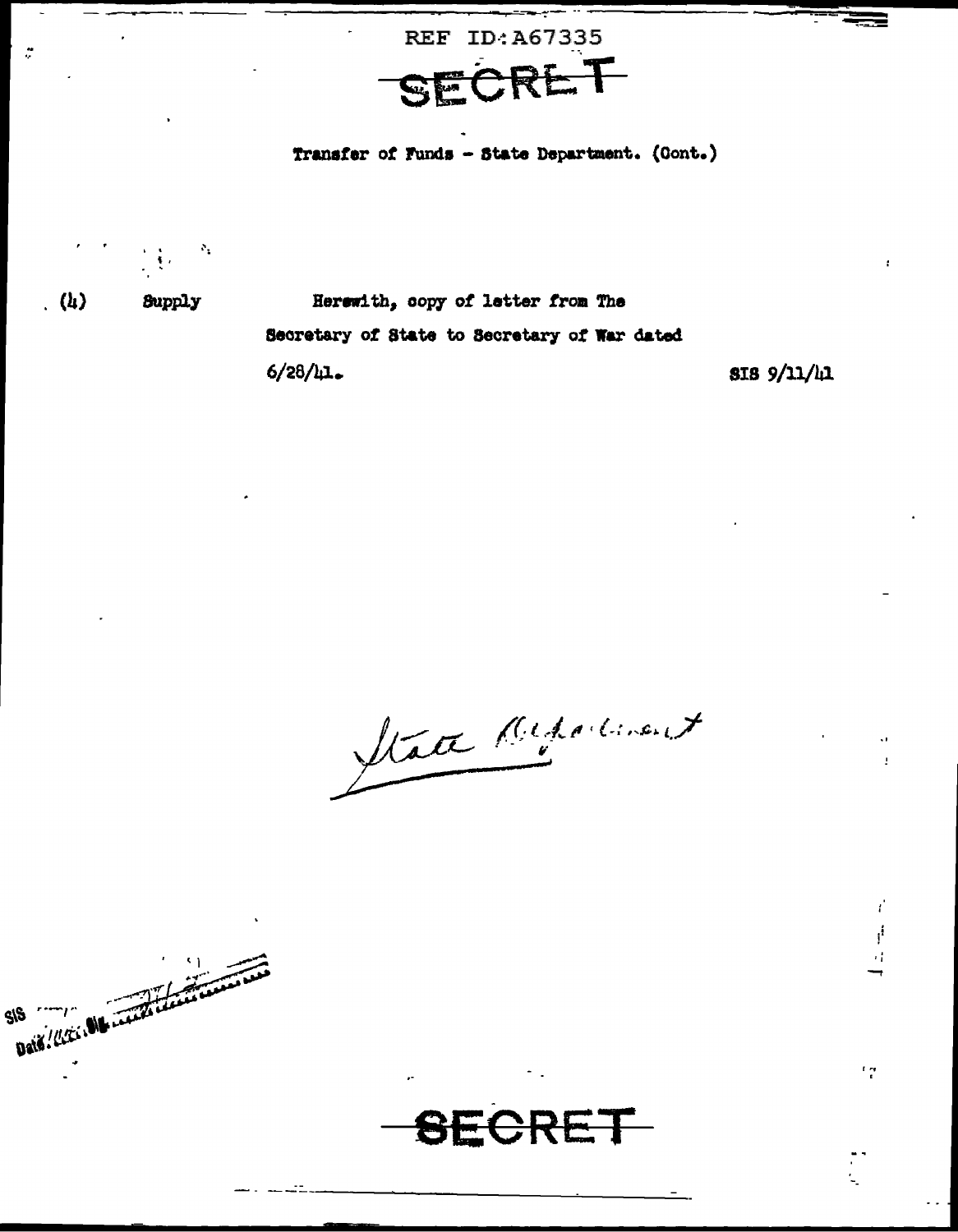SECRET

Transfer of Funds - State Department. (Cont.)

(4) Supply — Herewith, copy of letter from The Secretary of State to Secretary of War dated 6/28/41. — SIS 9/11/41

State Department

SECRET